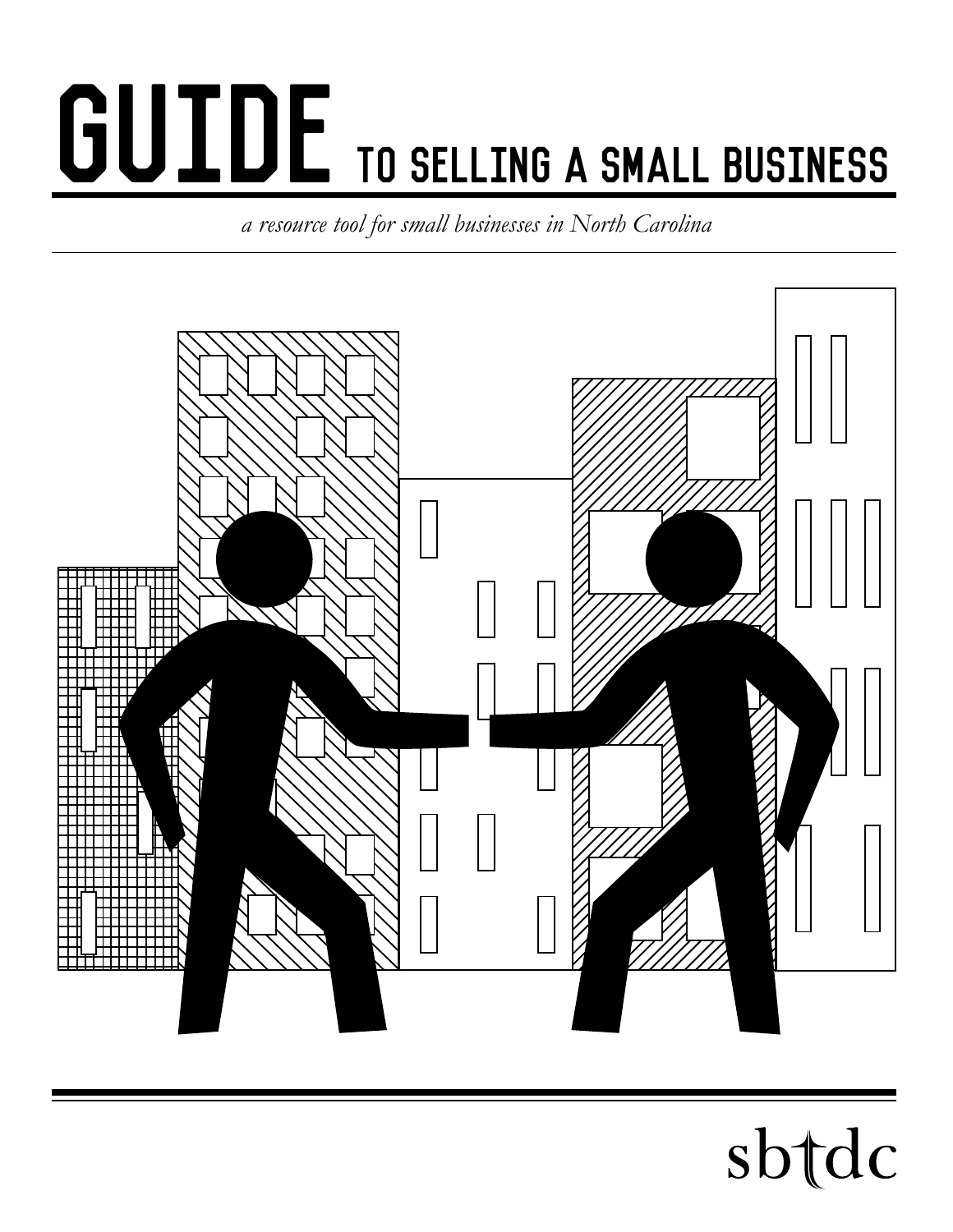# GUIDE TO SELLING A SMALL BUSINESS

*a resource tool for small businesses in North Carolina*

sbtdc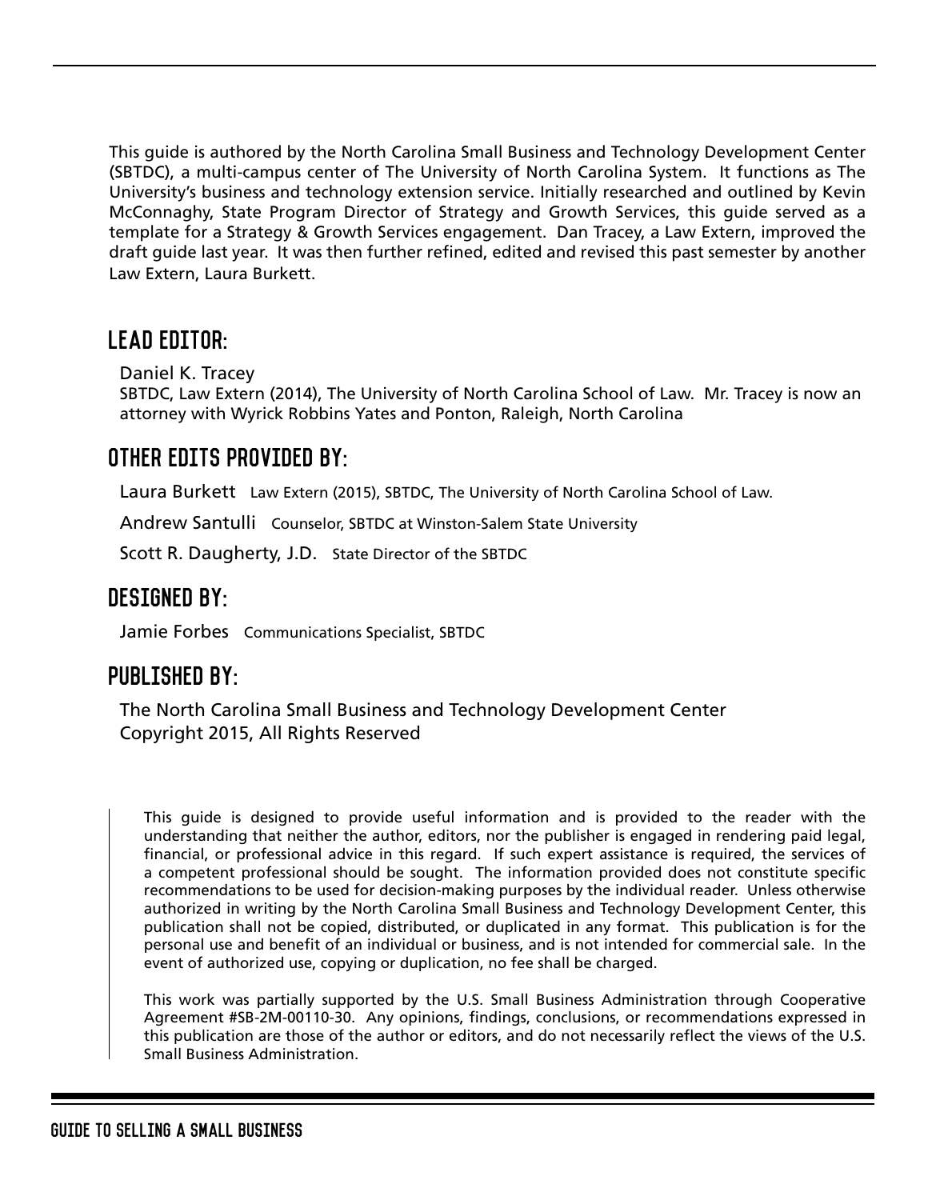This guide is authored by the North Carolina Small Business and Technology Development Center (SBTDC), a multi-campus center of The University of North Carolina System. It functions as The University's business and technology extension service. Initially researched and outlined by Kevin McConnaghy, State Program Director of Strategy and Growth Services, this guide served as a template for a Strategy & Growth Services engagement. Dan Tracey, a Law Extern, improved the draft guide last year. It was then further refined, edited and revised this past semester by another Law Extern, Laura Burkett.

## LEAD EDITOR:

Daniel K. Tracey
SBTDC, Law Extern (2014), The University of North Carolina School of Law. Mr. Tracey is now an attorney with Wyrick Robbins Yates and Ponton, Raleigh, North Carolina

## OTHER EDITS PROVIDED BY:

Laura Burkett Law Extern (2015), SBTDC, The University of North Carolina School of Law.

Andrew Santulli Counselor, SBTDC at Winston-Salem State University

Scott R. Daugherty, J.D. State Director of the SBTDC

## DESIGNED BY:

Jamie Forbes Communications Specialist, SBTDC

## PUBLISHED BY:

The North Carolina Small Business and Technology Development Center
Copyright 2015, All Rights Reserved

This guide is designed to provide useful information and is provided to the reader with the understanding that neither the author, editors, nor the publisher is engaged in rendering paid legal, financial, or professional advice in this regard. If such expert assistance is required, the services of a competent professional should be sought. The information provided does not constitute specific recommendations to be used for decision-making purposes by the individual reader. Unless otherwise authorized in writing by the North Carolina Small Business and Technology Development Center, this publication shall not be copied, distributed, or duplicated in any format. This publication is for the personal use and benefit of an individual or business, and is not intended for commercial sale. In the event of authorized use, copying or duplication, no fee shall be charged.

This work was partially supported by the U.S. Small Business Administration through Cooperative Agreement #SB-2M-00110-30. Any opinions, findings, conclusions, or recommendations expressed in this publication are those of the author or editors, and do not necessarily reflect the views of the U.S. Small Business Administration.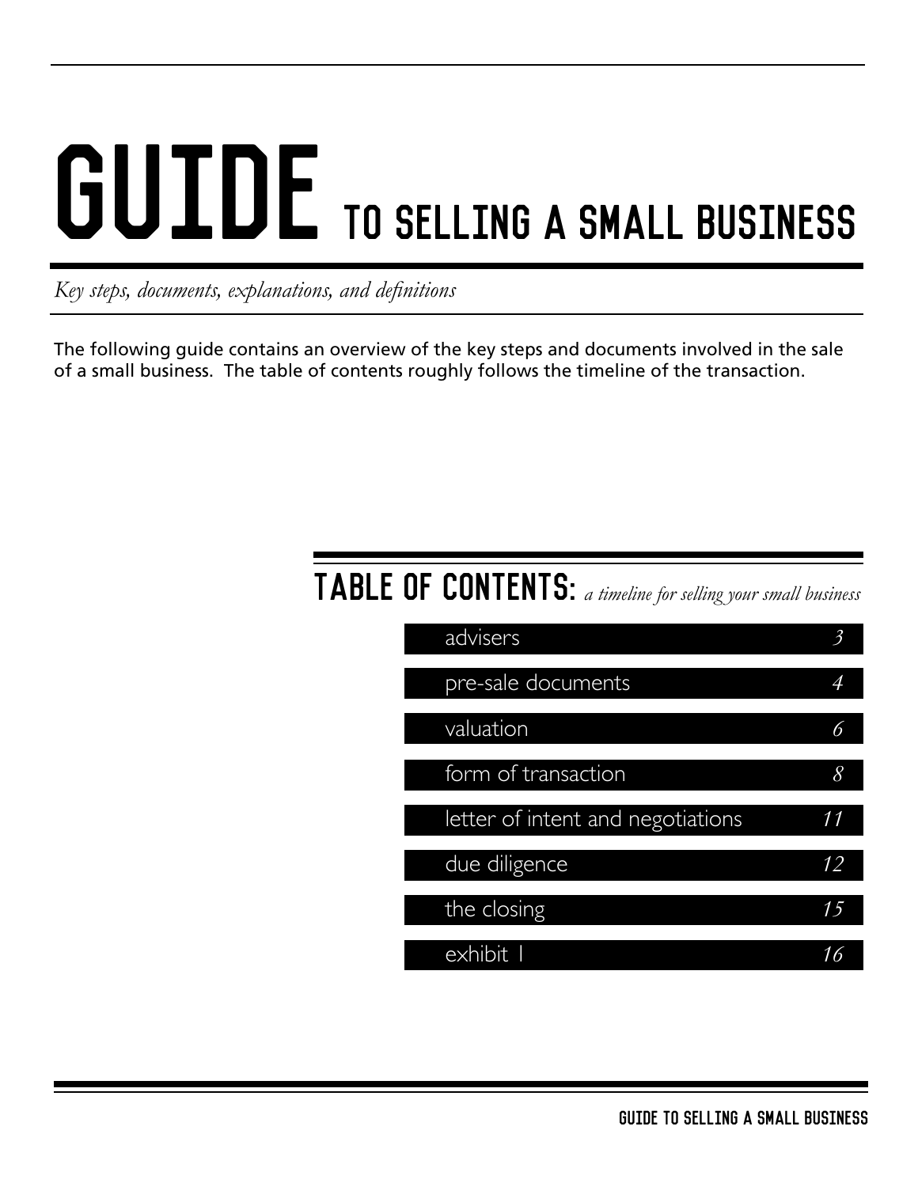# GUIDE TO SELLING A SMALL BUSINESS

*Key steps, documents, explanations, and definitions*

The following guide contains an overview of the key steps and documents involved in the sale of a small business. The table of contents roughly follows the timeline of the transaction.

## TABLE OF CONTENTS: *a timeline for selling your small business*

| Section | Page |
| --- | --- |
| advisers | *3* |
| pre-sale documents | *4* |
| valuation | *6* |
| form of transaction | *8* |
| letter of intent and negotiations | *11* |
| due diligence | *12* |
| the closing | *15* |
| exhibit I | *16* |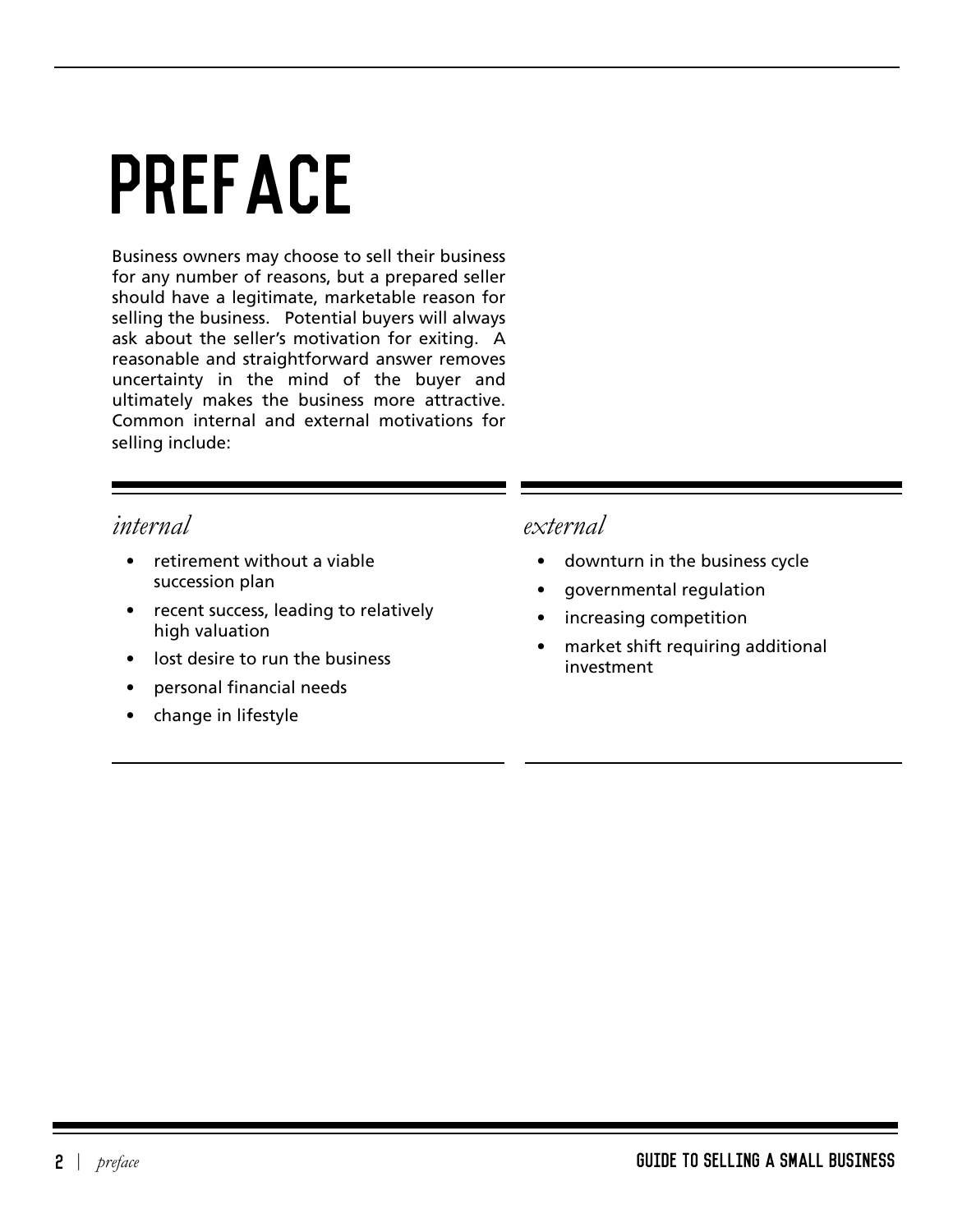# PREFACE

Business owners may choose to sell their business for any number of reasons, but a prepared seller should have a legitimate, marketable reason for selling the business. Potential buyers will always ask about the seller's motivation for exiting. A reasonable and straightforward answer removes uncertainty in the mind of the buyer and ultimately makes the business more attractive. Common internal and external motivations for selling include:

### *internal*

- retirement without a viable succession plan
- recent success, leading to relatively high valuation
- lost desire to run the business
- personal financial needs
- change in lifestyle

### *external*

- downturn in the business cycle
- governmental regulation
- increasing competition
- market shift requiring additional investment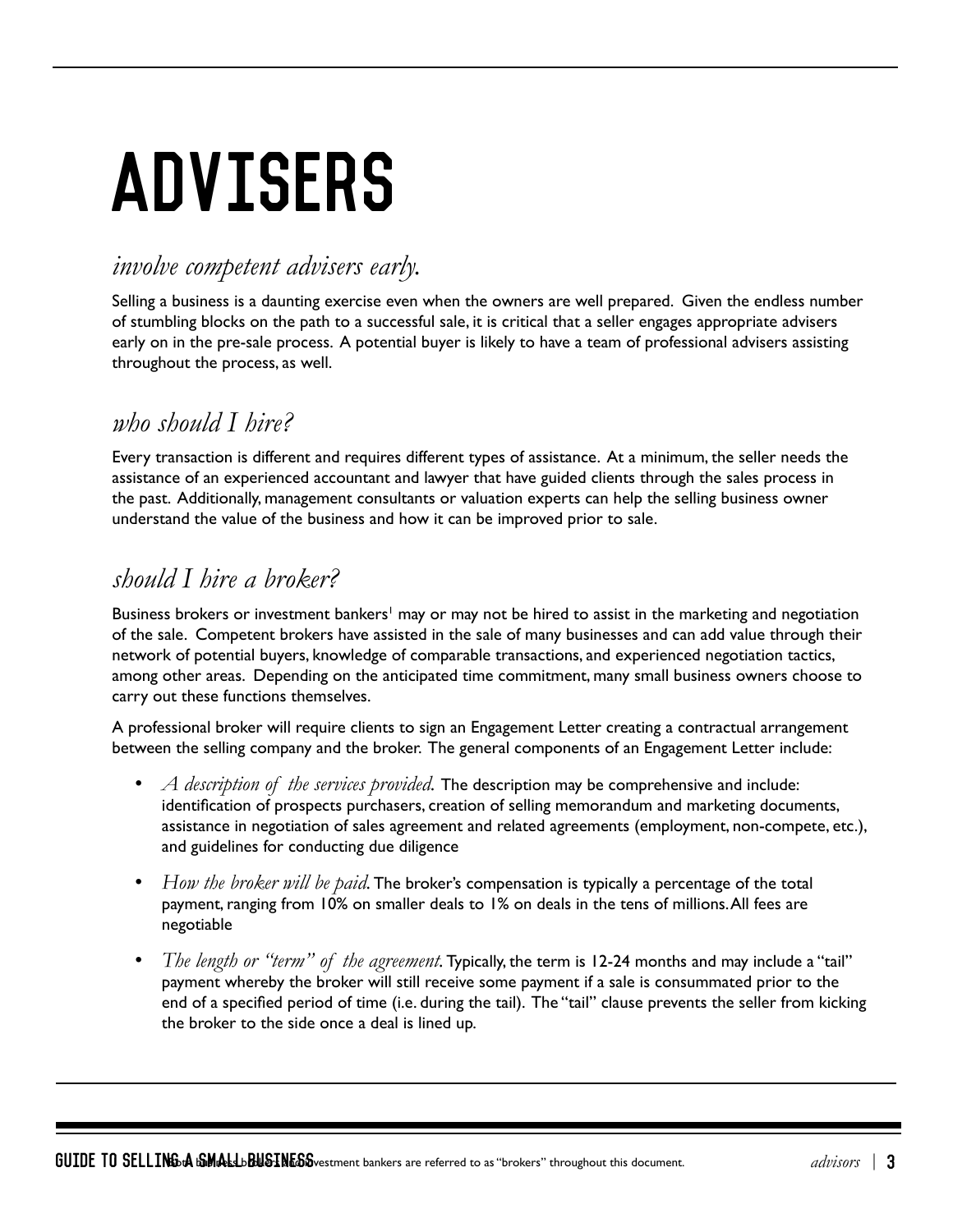# ADVISERS

## *involve competent advisers early.*

Selling a business is a daunting exercise even when the owners are well prepared. Given the endless number of stumbling blocks on the path to a successful sale, it is critical that a seller engages appropriate advisers early on in the pre-sale process. A potential buyer is likely to have a team of professional advisers assisting throughout the process, as well.

## *who should I hire?*

Every transaction is different and requires different types of assistance. At a minimum, the seller needs the assistance of an experienced accountant and lawyer that have guided clients through the sales process in the past. Additionally, management consultants or valuation experts can help the selling business owner understand the value of the business and how it can be improved prior to sale.

## *should I hire a broker?*

Business brokers or investment bankers[1] may or may not be hired to assist in the marketing and negotiation of the sale. Competent brokers have assisted in the sale of many businesses and can add value through their network of potential buyers, knowledge of comparable transactions, and experienced negotiation tactics, among other areas. Depending on the anticipated time commitment, many small business owners choose to carry out these functions themselves.

A professional broker will require clients to sign an Engagement Letter creating a contractual arrangement between the selling company and the broker. The general components of an Engagement Letter include:

- *A description of the services provided.* The description may be comprehensive and include: identification of prospects purchasers, creation of selling memorandum and marketing documents, assistance in negotiation of sales agreement and related agreements (employment, non-compete, etc.), and guidelines for conducting due diligence
- *How the broker will be paid.* The broker's compensation is typically a percentage of the total payment, ranging from 10% on smaller deals to 1% on deals in the tens of millions. All fees are negotiable
- *The length or "term" of the agreement.* Typically, the term is 12-24 months and may include a "tail" payment whereby the broker will still receive some payment if a sale is consummated prior to the end of a specified period of time (i.e. during the tail). The "tail" clause prevents the seller from kicking the broker to the side once a deal is lined up.

[1] Both business brokers and investment bankers are referred to as "brokers" throughout this document.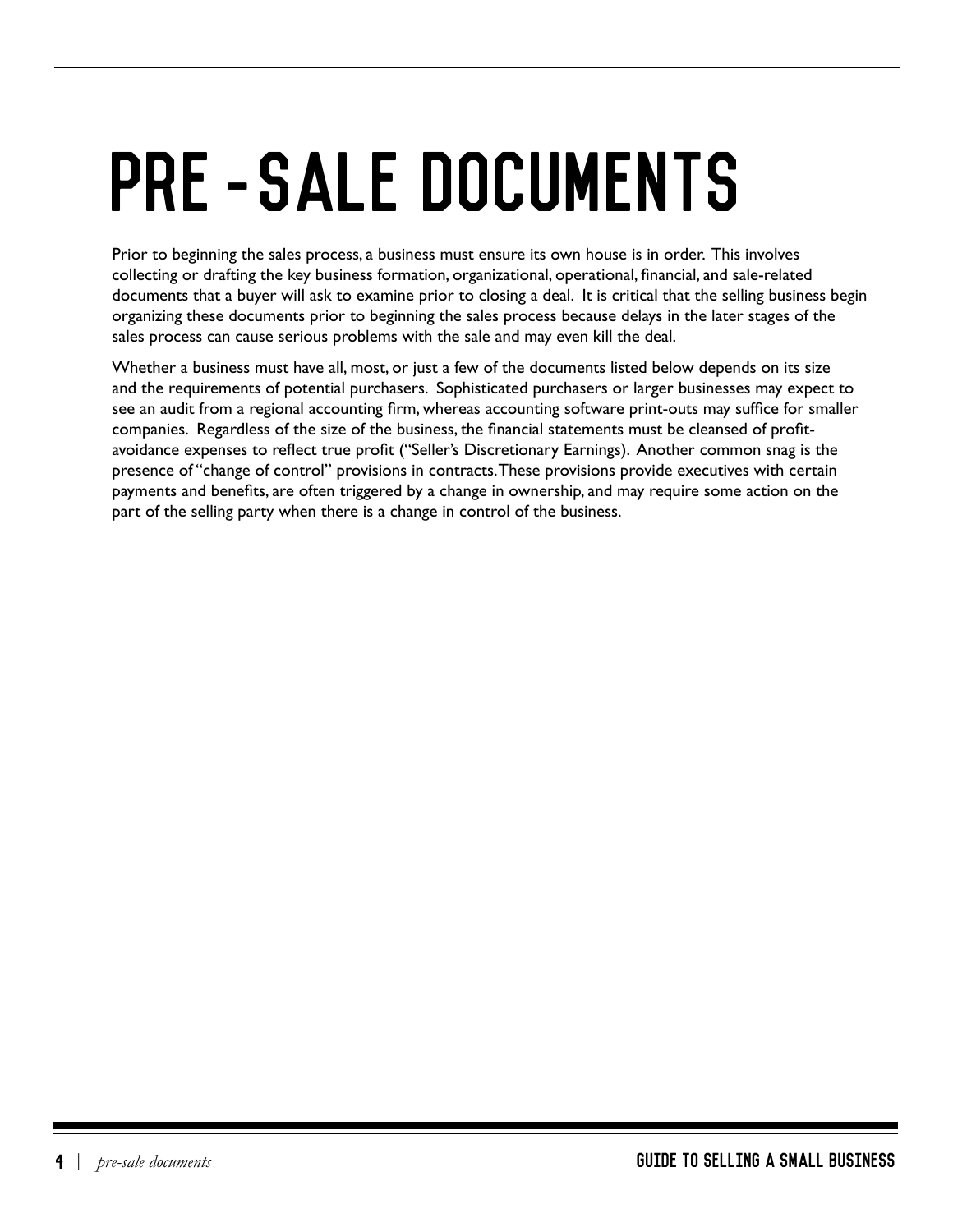# PRE-SALE DOCUMENTS

Prior to beginning the sales process, a business must ensure its own house is in order. This involves collecting or drafting the key business formation, organizational, operational, financial, and sale-related documents that a buyer will ask to examine prior to closing a deal. It is critical that the selling business begin organizing these documents prior to beginning the sales process because delays in the later stages of the sales process can cause serious problems with the sale and may even kill the deal.

Whether a business must have all, most, or just a few of the documents listed below depends on its size and the requirements of potential purchasers. Sophisticated purchasers or larger businesses may expect to see an audit from a regional accounting firm, whereas accounting software print-outs may suffice for smaller companies. Regardless of the size of the business, the financial statements must be cleansed of profit-avoidance expenses to reflect true profit ("Seller's Discretionary Earnings). Another common snag is the presence of "change of control" provisions in contracts. These provisions provide executives with certain payments and benefits, are often triggered by a change in ownership, and may require some action on the part of the selling party when there is a change in control of the business.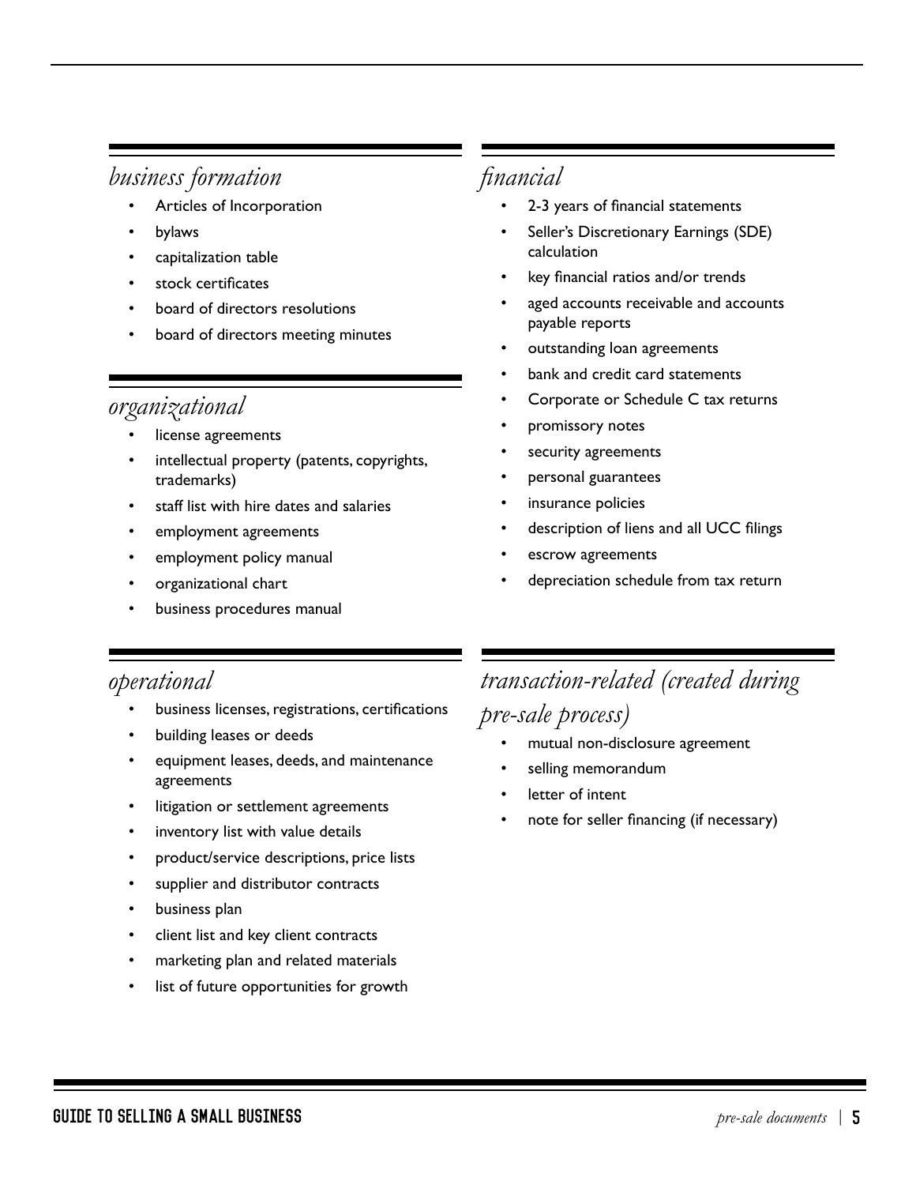## *business formation*

- Articles of Incorporation
- bylaws
- capitalization table
- stock certificates
- board of directors resolutions
- board of directors meeting minutes

## *organizational*

- license agreements
- intellectual property (patents, copyrights, trademarks)
- staff list with hire dates and salaries
- employment agreements
- employment policy manual
- organizational chart
- business procedures manual

## *operational*

- business licenses, registrations, certifications
- building leases or deeds
- equipment leases, deeds, and maintenance agreements
- litigation or settlement agreements
- inventory list with value details
- product/service descriptions, price lists
- supplier and distributor contracts
- business plan
- client list and key client contracts
- marketing plan and related materials
- list of future opportunities for growth

## *financial*

- 2-3 years of financial statements
- Seller's Discretionary Earnings (SDE) calculation
- key financial ratios and/or trends
- aged accounts receivable and accounts payable reports
- outstanding loan agreements
- bank and credit card statements
- Corporate or Schedule C tax returns
- promissory notes
- security agreements
- personal guarantees
- insurance policies
- description of liens and all UCC filings
- escrow agreements
- depreciation schedule from tax return

## *transaction-related (created during pre-sale process)*

- mutual non-disclosure agreement
- selling memorandum
- letter of intent
- note for seller financing (if necessary)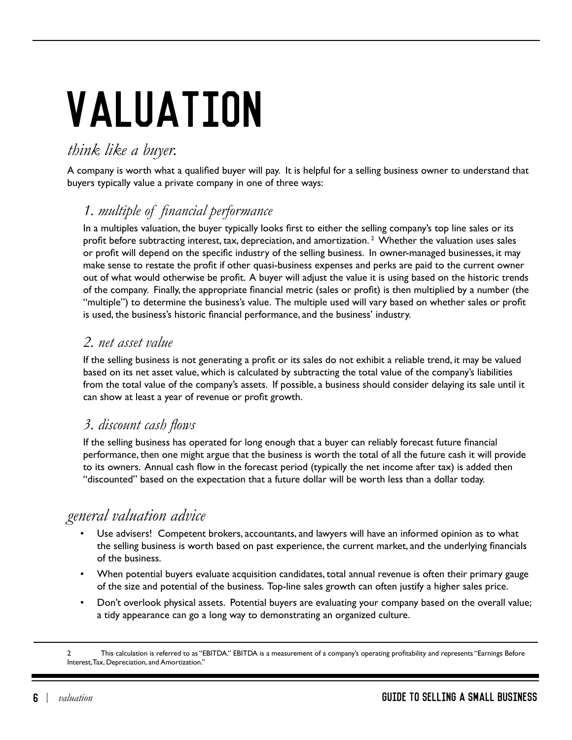# VALUATION

## *think like a buyer.*

A company is worth what a qualified buyer will pay. It is helpful for a selling business owner to understand that buyers typically value a private company in one of three ways:

### *1. multiple of financial performance*

In a multiples valuation, the buyer typically looks first to either the selling company's top line sales or its profit before subtracting interest, tax, depreciation, and amortization. [2] Whether the valuation uses sales or profit will depend on the specific industry of the selling business. In owner-managed businesses, it may make sense to restate the profit if other quasi-business expenses and perks are paid to the current owner out of what would otherwise be profit. A buyer will adjust the value it is using based on the historic trends of the company. Finally, the appropriate financial metric (sales or profit) is then multiplied by a number (the "multiple") to determine the business's value. The multiple used will vary based on whether sales or profit is used, the business's historic financial performance, and the business' industry.

### *2. net asset value*

If the selling business is not generating a profit or its sales do not exhibit a reliable trend, it may be valued based on its net asset value, which is calculated by subtracting the total value of the company's liabilities from the total value of the company's assets. If possible, a business should consider delaying its sale until it can show at least a year of revenue or profit growth.

### *3. discount cash flows*

If the selling business has operated for long enough that a buyer can reliably forecast future financial performance, then one might argue that the business is worth the total of all the future cash it will provide to its owners. Annual cash flow in the forecast period (typically the net income after tax) is added then "discounted" based on the expectation that a future dollar will be worth less than a dollar today.

## *general valuation advice*

- Use advisers! Competent brokers, accountants, and lawyers will have an informed opinion as to what the selling business is worth based on past experience, the current market, and the underlying financials of the business.
- When potential buyers evaluate acquisition candidates, total annual revenue is often their primary gauge of the size and potential of the business. Top-line sales growth can often justify a higher sales price.
- Don't overlook physical assets. Potential buyers are evaluating your company based on the overall value; a tidy appearance can go a long way to demonstrating an organized culture.

---

2 This calculation is referred to as "EBITDA." EBITDA is a measurement of a company's operating profitability and represents "Earnings Before Interest, Tax, Depreciation, and Amortization."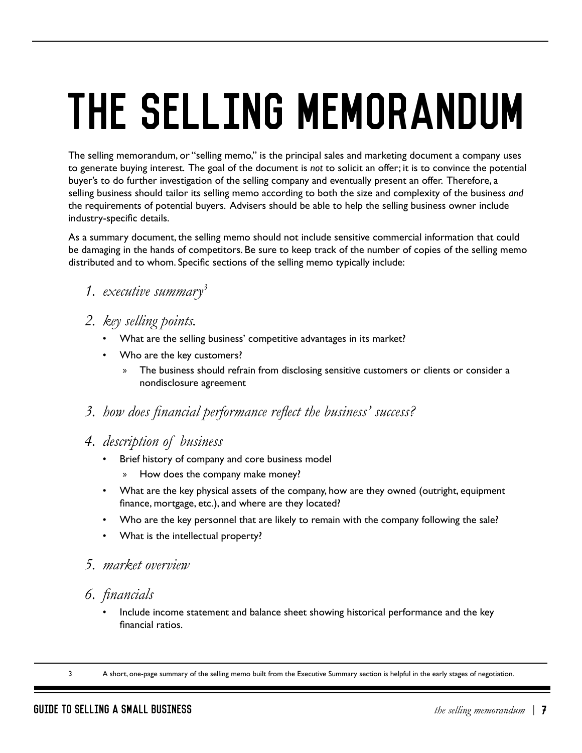# THE SELLING MEMORANDUM

The selling memorandum, or "selling memo," is the principal sales and marketing document a company uses to generate buying interest. The goal of the document is *not* to solicit an offer; it is to convince the potential buyer's to do further investigation of the selling company and eventually present an offer. Therefore, a selling business should tailor its selling memo according to both the size and complexity of the business *and* the requirements of potential buyers. Advisers should be able to help the selling business owner include industry-specific details.

As a summary document, the selling memo should not include sensitive commercial information that could be damaging in the hands of competitors. Be sure to keep track of the number of copies of the selling memo distributed and to whom. Specific sections of the selling memo typically include:

## 1. *executive summary*[3]

## 2. *key selling points.*

- What are the selling business' competitive advantages in its market?
- Who are the key customers?
  - The business should refrain from disclosing sensitive customers or clients or consider a nondisclosure agreement

## 3. *how does financial performance reflect the business' success?*

## 4. *description of business*

- Brief history of company and core business model
  - How does the company make money?
- What are the key physical assets of the company, how are they owned (outright, equipment finance, mortgage, etc.), and where are they located?
- Who are the key personnel that are likely to remain with the company following the sale?
- What is the intellectual property?

## 5. *market overview*

## 6. *financials*

- Include income statement and balance sheet showing historical performance and the key financial ratios.

---

3 A short, one-page summary of the selling memo built from the Executive Summary section is helpful in the early stages of negotiation.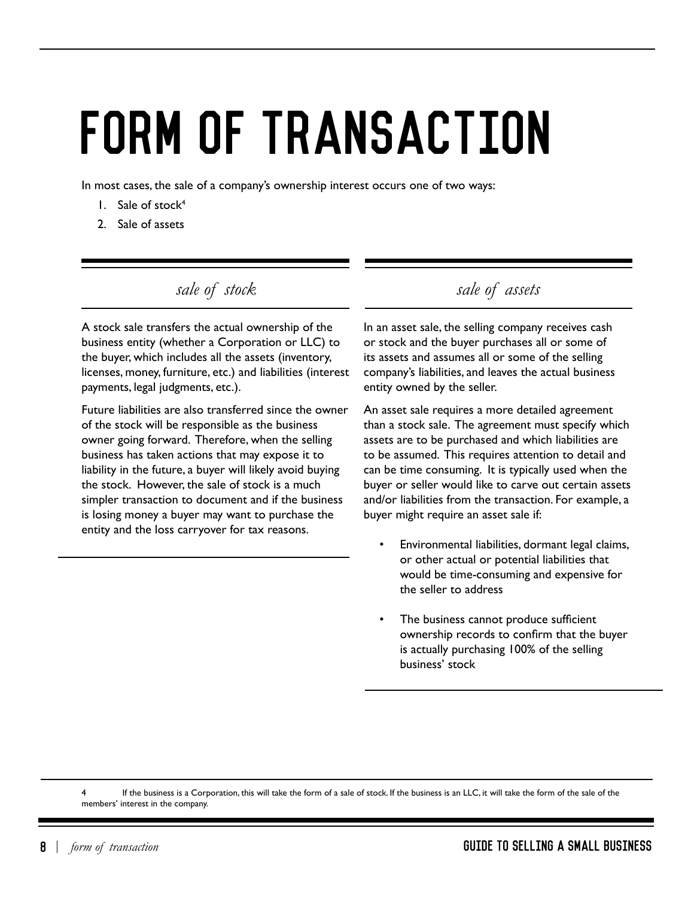# FORM OF TRANSACTION

In most cases, the sale of a company's ownership interest occurs one of two ways:

1. Sale of stock[4]
2. Sale of assets

## *sale of stock*

A stock sale transfers the actual ownership of the business entity (whether a Corporation or LLC) to the buyer, which includes all the assets (inventory, licenses, money, furniture, etc.) and liabilities (interest payments, legal judgments, etc.).

Future liabilities are also transferred since the owner of the stock will be responsible as the business owner going forward. Therefore, when the selling business has taken actions that may expose it to liability in the future, a buyer will likely avoid buying the stock. However, the sale of stock is a much simpler transaction to document and if the business is losing money a buyer may want to purchase the entity and the loss carryover for tax reasons.

## *sale of assets*

In an asset sale, the selling company receives cash or stock and the buyer purchases all or some of its assets and assumes all or some of the selling company's liabilities, and leaves the actual business entity owned by the seller.

An asset sale requires a more detailed agreement than a stock sale. The agreement must specify which assets are to be purchased and which liabilities are to be assumed. This requires attention to detail and can be time consuming. It is typically used when the buyer or seller would like to carve out certain assets and/or liabilities from the transaction. For example, a buyer might require an asset sale if:

- Environmental liabilities, dormant legal claims, or other actual or potential liabilities that would be time-consuming and expensive for the seller to address
- The business cannot produce sufficient ownership records to confirm that the buyer is actually purchasing 100% of the selling business' stock

---

4 If the business is a Corporation, this will take the form of a sale of stock. If the business is an LLC, it will take the form of the sale of the members' interest in the company.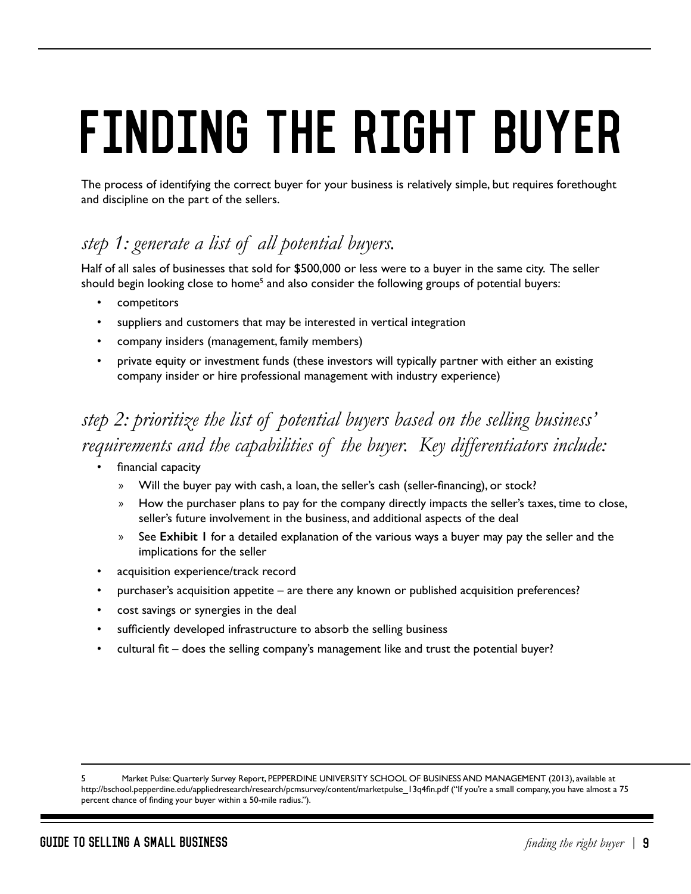# FINDING THE RIGHT BUYER

The process of identifying the correct buyer for your business is relatively simple, but requires forethought and discipline on the part of the sellers.

## *step 1: generate a list of all potential buyers.*

Half of all sales of businesses that sold for $500,000 or less were to a buyer in the same city. The seller should begin looking close to home[5] and also consider the following groups of potential buyers:

- competitors
- suppliers and customers that may be interested in vertical integration
- company insiders (management, family members)
- private equity or investment funds (these investors will typically partner with either an existing company insider or hire professional management with industry experience)

## *step 2: prioritize the list of potential buyers based on the selling business' requirements and the capabilities of the buyer. Key differentiators include:*

- financial capacity
  - Will the buyer pay with cash, a loan, the seller's cash (seller-financing), or stock?
  - How the purchaser plans to pay for the company directly impacts the seller's taxes, time to close, seller's future involvement in the business, and additional aspects of the deal
  - See **Exhibit 1** for a detailed explanation of the various ways a buyer may pay the seller and the implications for the seller
- acquisition experience/track record
- purchaser's acquisition appetite – are there any known or published acquisition preferences?
- cost savings or synergies in the deal
- sufficiently developed infrastructure to absorb the selling business
- cultural fit – does the selling company's management like and trust the potential buyer?

---

5 Market Pulse: Quarterly Survey Report, PEPPERDINE UNIVERSITY SCHOOL OF BUSINESS AND MANAGEMENT (2013), available at http://bschool.pepperdine.edu/appliedresearch/research/pcmsurvey/content/marketpulse_13q4fin.pdf ("If you're a small company, you have almost a 75 percent chance of finding your buyer within a 50-mile radius.").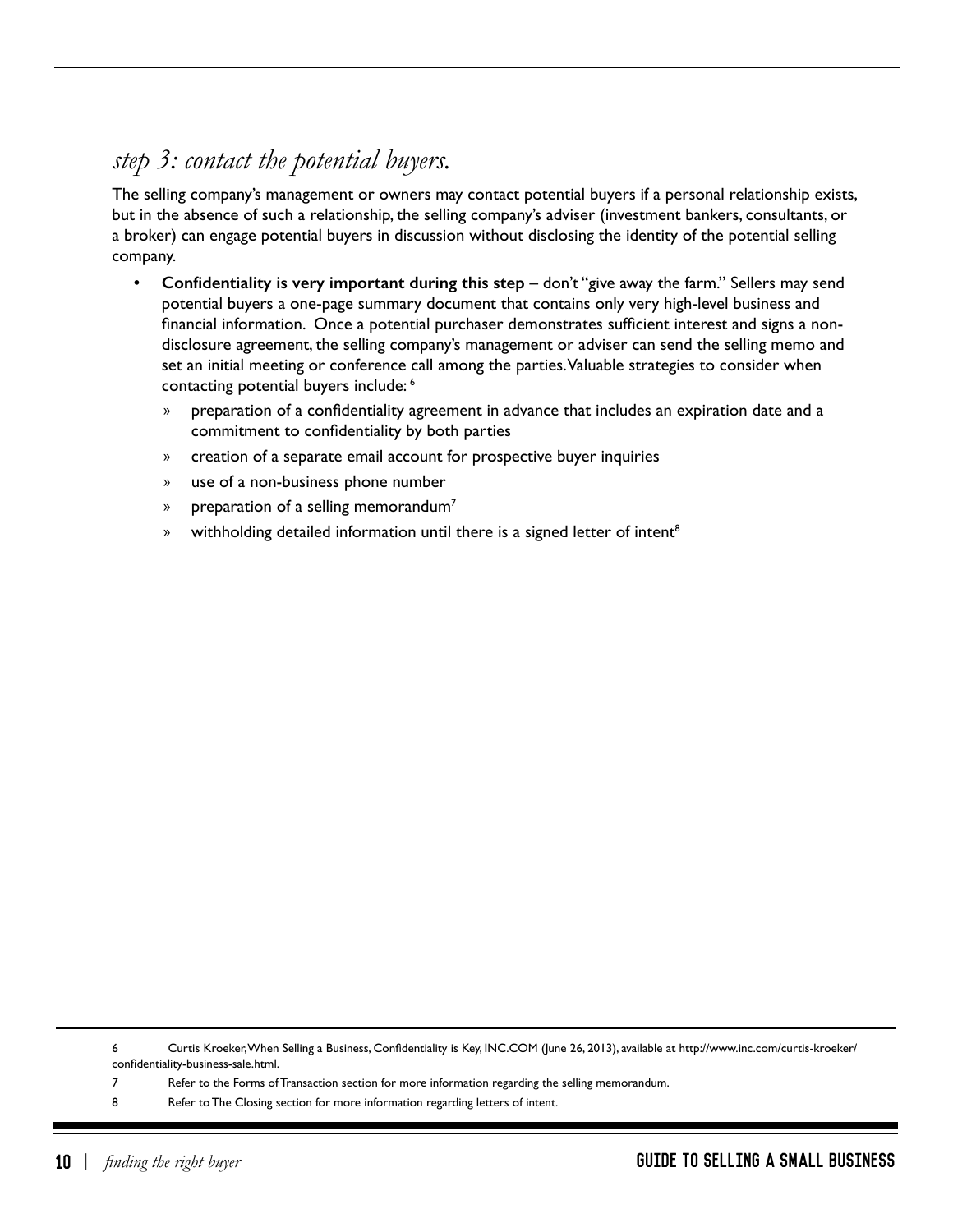## *step 3: contact the potential buyers.*

The selling company's management or owners may contact potential buyers if a personal relationship exists, but in the absence of such a relationship, the selling company's adviser (investment bankers, consultants, or a broker) can engage potential buyers in discussion without disclosing the identity of the potential selling company.

- **Confidentiality is very important during this step** – don't "give away the farm." Sellers may send potential buyers a one-page summary document that contains only very high-level business and financial information. Once a potential purchaser demonstrates sufficient interest and signs a non-disclosure agreement, the selling company's management or adviser can send the selling memo and set an initial meeting or conference call among the parties. Valuable strategies to consider when contacting potential buyers include: [6]
    - preparation of a confidentiality agreement in advance that includes an expiration date and a commitment to confidentiality by both parties
    - creation of a separate email account for prospective buyer inquiries
    - use of a non-business phone number
    - preparation of a selling memorandum[7]
    - withholding detailed information until there is a signed letter of intent[8]

---

6 Curtis Kroeker, When Selling a Business, Confidentiality is Key, INC.COM (June 26, 2013), available at http://www.inc.com/curtis-kroeker/confidentiality-business-sale.html.

7 Refer to the Forms of Transaction section for more information regarding the selling memorandum.

8 Refer to The Closing section for more information regarding letters of intent.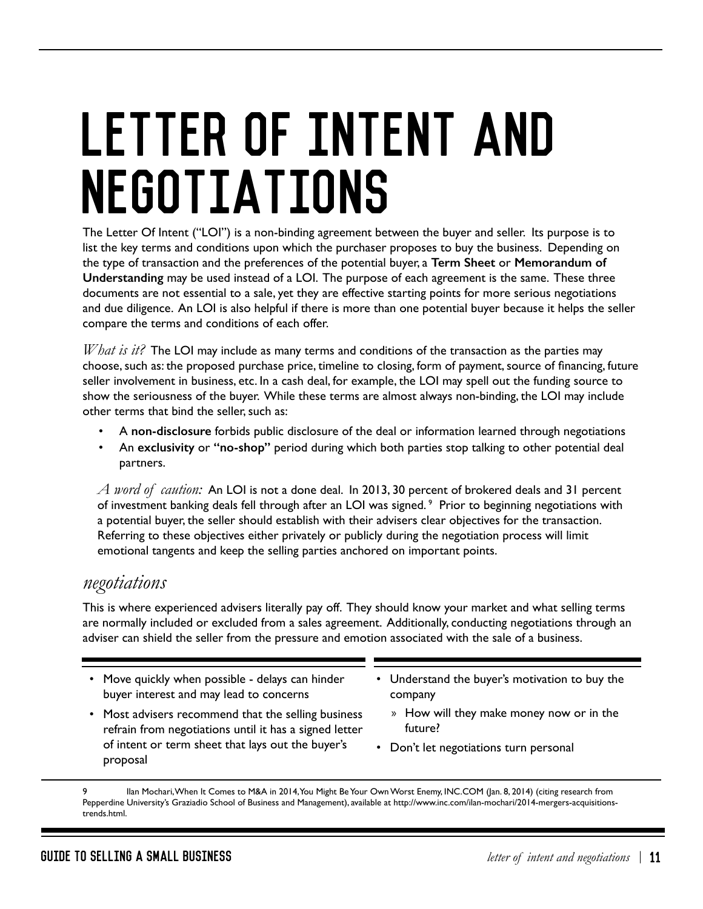# LETTER OF INTENT AND NEGOTIATIONS

The Letter Of Intent ("LOI") is a non-binding agreement between the buyer and seller. Its purpose is to list the key terms and conditions upon which the purchaser proposes to buy the business. Depending on the type of transaction and the preferences of the potential buyer, a **Term Sheet** or **Memorandum of Understanding** may be used instead of a LOI. The purpose of each agreement is the same. These three documents are not essential to a sale, yet they are effective starting points for more serious negotiations and due diligence. An LOI is also helpful if there is more than one potential buyer because it helps the seller compare the terms and conditions of each offer.

*What is it?* The LOI may include as many terms and conditions of the transaction as the parties may choose, such as: the proposed purchase price, timeline to closing, form of payment, source of financing, future seller involvement in business, etc. In a cash deal, for example, the LOI may spell out the funding source to show the seriousness of the buyer. While these terms are almost always non-binding, the LOI may include other terms that bind the seller, such as:

- A **non-disclosure** forbids public disclosure of the deal or information learned through negotiations
- An **exclusivity** or **"no-shop"** period during which both parties stop talking to other potential deal partners.

*A word of caution:* An LOI is not a done deal. In 2013, 30 percent of brokered deals and 31 percent of investment banking deals fell through after an LOI was signed.[9] Prior to beginning negotiations with a potential buyer, the seller should establish with their advisers clear objectives for the transaction. Referring to these objectives either privately or publicly during the negotiation process will limit emotional tangents and keep the selling parties anchored on important points.

## *negotiations*

This is where experienced advisers literally pay off. They should know your market and what selling terms are normally included or excluded from a sales agreement. Additionally, conducting negotiations through an adviser can shield the seller from the pressure and emotion associated with the sale of a business.

- Move quickly when possible - delays can hinder buyer interest and may lead to concerns
- Most advisers recommend that the selling business refrain from negotiations until it has a signed letter of intent or term sheet that lays out the buyer's proposal
- Understand the buyer's motivation to buy the company
  - How will they make money now or in the future?
- Don't let negotiations turn personal

9 Ilan Mochari, When It Comes to M&A in 2014, You Might Be Your Own Worst Enemy, INC.COM (Jan. 8, 2014) (citing research from Pepperdine University's Graziadio School of Business and Management), available at http://www.inc.com/ilan-mochari/2014-mergers-acquisitions-trends.html.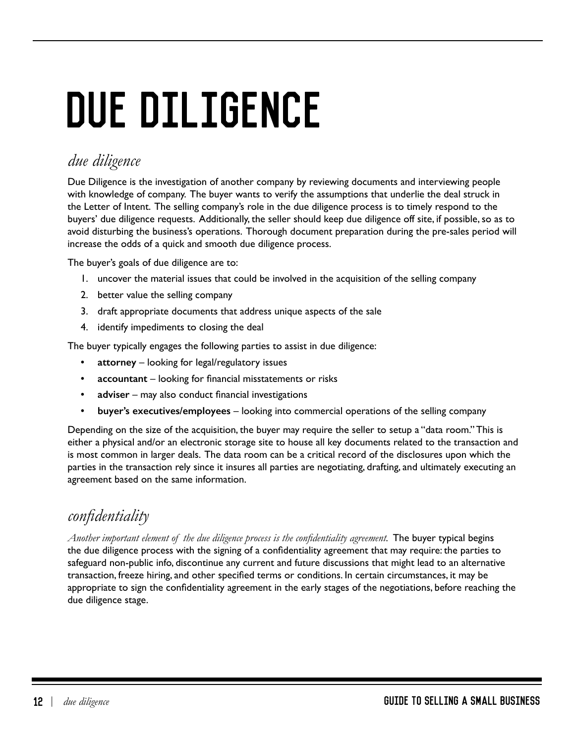# DUE DILIGENCE

## *due diligence*

Due Diligence is the investigation of another company by reviewing documents and interviewing people with knowledge of company. The buyer wants to verify the assumptions that underlie the deal struck in the Letter of Intent. The selling company's role in the due diligence process is to timely respond to the buyers' due diligence requests. Additionally, the seller should keep due diligence off site, if possible, so as to avoid disturbing the business's operations. Thorough document preparation during the pre-sales period will increase the odds of a quick and smooth due diligence process.

The buyer's goals of due diligence are to:

1. uncover the material issues that could be involved in the acquisition of the selling company
2. better value the selling company
3. draft appropriate documents that address unique aspects of the sale
4. identify impediments to closing the deal

The buyer typically engages the following parties to assist in due diligence:

- **attorney** – looking for legal/regulatory issues
- **accountant** – looking for financial misstatements or risks
- **adviser** – may also conduct financial investigations
- **buyer's executives/employees** – looking into commercial operations of the selling company

Depending on the size of the acquisition, the buyer may require the seller to setup a "data room." This is either a physical and/or an electronic storage site to house all key documents related to the transaction and is most common in larger deals. The data room can be a critical record of the disclosures upon which the parties in the transaction rely since it insures all parties are negotiating, drafting, and ultimately executing an agreement based on the same information.

## *confidentiality*

*Another important element of the due diligence process is the confidentiality agreement.* The buyer typical begins the due diligence process with the signing of a confidentiality agreement that may require: the parties to safeguard non-public info, discontinue any current and future discussions that might lead to an alternative transaction, freeze hiring, and other specified terms or conditions. In certain circumstances, it may be appropriate to sign the confidentiality agreement in the early stages of the negotiations, before reaching the due diligence stage.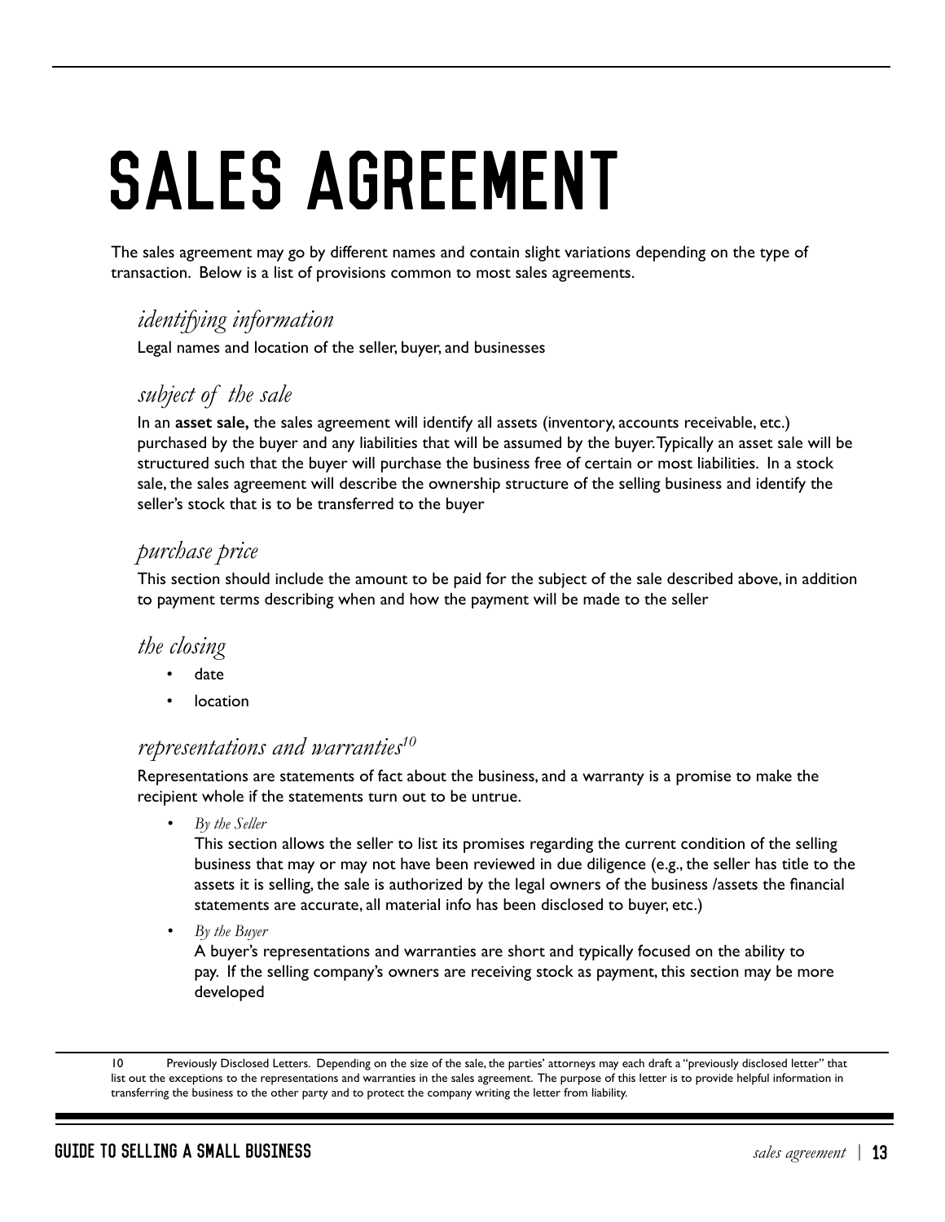# SALES AGREEMENT

The sales agreement may go by different names and contain slight variations depending on the type of transaction. Below is a list of provisions common to most sales agreements.

## *identifying information*

Legal names and location of the seller, buyer, and businesses

## *subject of the sale*

In an **asset sale,** the sales agreement will identify all assets (inventory, accounts receivable, etc.) purchased by the buyer and any liabilities that will be assumed by the buyer. Typically an asset sale will be structured such that the buyer will purchase the business free of certain or most liabilities. In a stock sale, the sales agreement will describe the ownership structure of the selling business and identify the seller's stock that is to be transferred to the buyer

## *purchase price*

This section should include the amount to be paid for the subject of the sale described above, in addition to payment terms describing when and how the payment will be made to the seller

## *the closing*

- date
- location

## *representations and warranties*[10]

Representations are statements of fact about the business, and a warranty is a promise to make the recipient whole if the statements turn out to be untrue.

- *By the Seller*
  This section allows the seller to list its promises regarding the current condition of the selling business that may or may not have been reviewed in due diligence (e.g., the seller has title to the assets it is selling, the sale is authorized by the legal owners of the business /assets the financial statements are accurate, all material info has been disclosed to buyer, etc.)
- *By the Buyer*
  A buyer's representations and warranties are short and typically focused on the ability to pay. If the selling company's owners are receiving stock as payment, this section may be more developed

---

10 Previously Disclosed Letters. Depending on the size of the sale, the parties' attorneys may each draft a "previously disclosed letter" that list out the exceptions to the representations and warranties in the sales agreement. The purpose of this letter is to provide helpful information in transferring the business to the other party and to protect the company writing the letter from liability.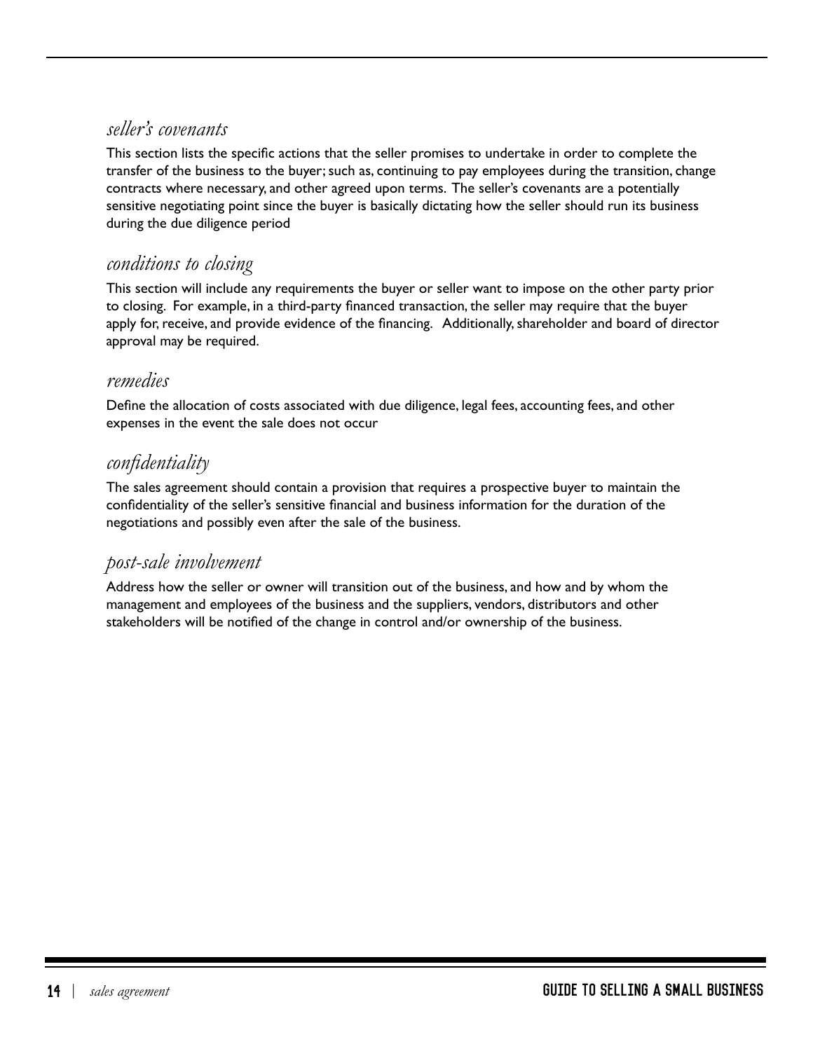## *seller's covenants*

This section lists the specific actions that the seller promises to undertake in order to complete the transfer of the business to the buyer; such as, continuing to pay employees during the transition, change contracts where necessary, and other agreed upon terms. The seller's covenants are a potentially sensitive negotiating point since the buyer is basically dictating how the seller should run its business during the due diligence period

## *conditions to closing*

This section will include any requirements the buyer or seller want to impose on the other party prior to closing. For example, in a third-party financed transaction, the seller may require that the buyer apply for, receive, and provide evidence of the financing. Additionally, shareholder and board of director approval may be required.

## *remedies*

Define the allocation of costs associated with due diligence, legal fees, accounting fees, and other expenses in the event the sale does not occur

## *confidentiality*

The sales agreement should contain a provision that requires a prospective buyer to maintain the confidentiality of the seller's sensitive financial and business information for the duration of the negotiations and possibly even after the sale of the business.

## *post-sale involvement*

Address how the seller or owner will transition out of the business, and how and by whom the management and employees of the business and the suppliers, vendors, distributors and other stakeholders will be notified of the change in control and/or ownership of the business.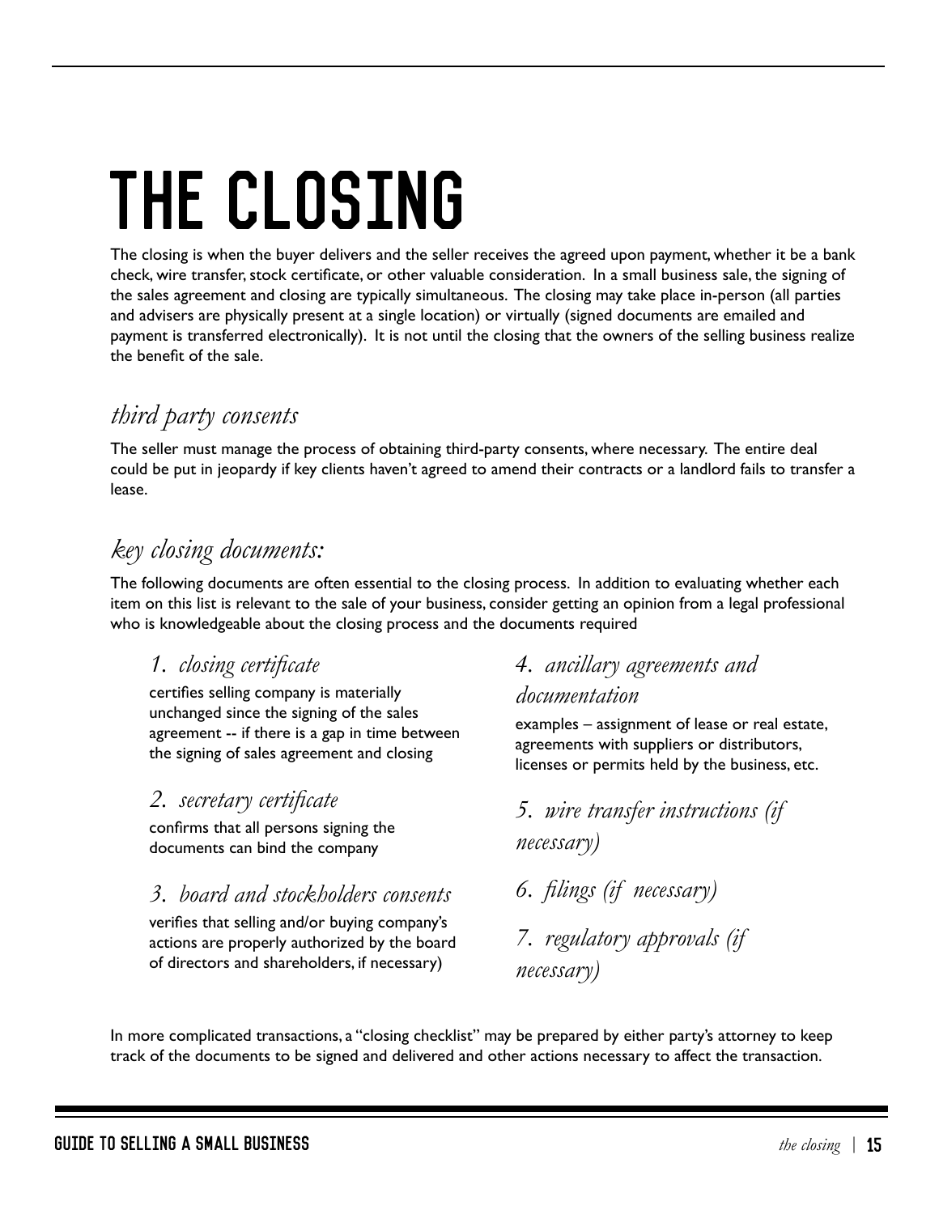# THE CLOSING

The closing is when the buyer delivers and the seller receives the agreed upon payment, whether it be a bank check, wire transfer, stock certificate, or other valuable consideration. In a small business sale, the signing of the sales agreement and closing are typically simultaneous. The closing may take place in-person (all parties and advisers are physically present at a single location) or virtually (signed documents are emailed and payment is transferred electronically). It is not until the closing that the owners of the selling business realize the benefit of the sale.

## *third party consents*

The seller must manage the process of obtaining third-party consents, where necessary. The entire deal could be put in jeopardy if key clients haven't agreed to amend their contracts or a landlord fails to transfer a lease.

## *key closing documents:*

The following documents are often essential to the closing process. In addition to evaluating whether each item on this list is relevant to the sale of your business, consider getting an opinion from a legal professional who is knowledgeable about the closing process and the documents required

### *1. closing certificate*

certifies selling company is materially unchanged since the signing of the sales agreement -- if there is a gap in time between the signing of sales agreement and closing

### *2. secretary certificate*

confirms that all persons signing the documents can bind the company

### *3. board and stockholders consents*

verifies that selling and/or buying company's actions are properly authorized by the board of directors and shareholders, if necessary)

### *4. ancillary agreements and documentation*

examples – assignment of lease or real estate, agreements with suppliers or distributors, licenses or permits held by the business, etc.

### *5. wire transfer instructions (if necessary)*

### *6. filings (if necessary)*

### *7. regulatory approvals (if necessary)*

In more complicated transactions, a "closing checklist" may be prepared by either party's attorney to keep track of the documents to be signed and delivered and other actions necessary to affect the transaction.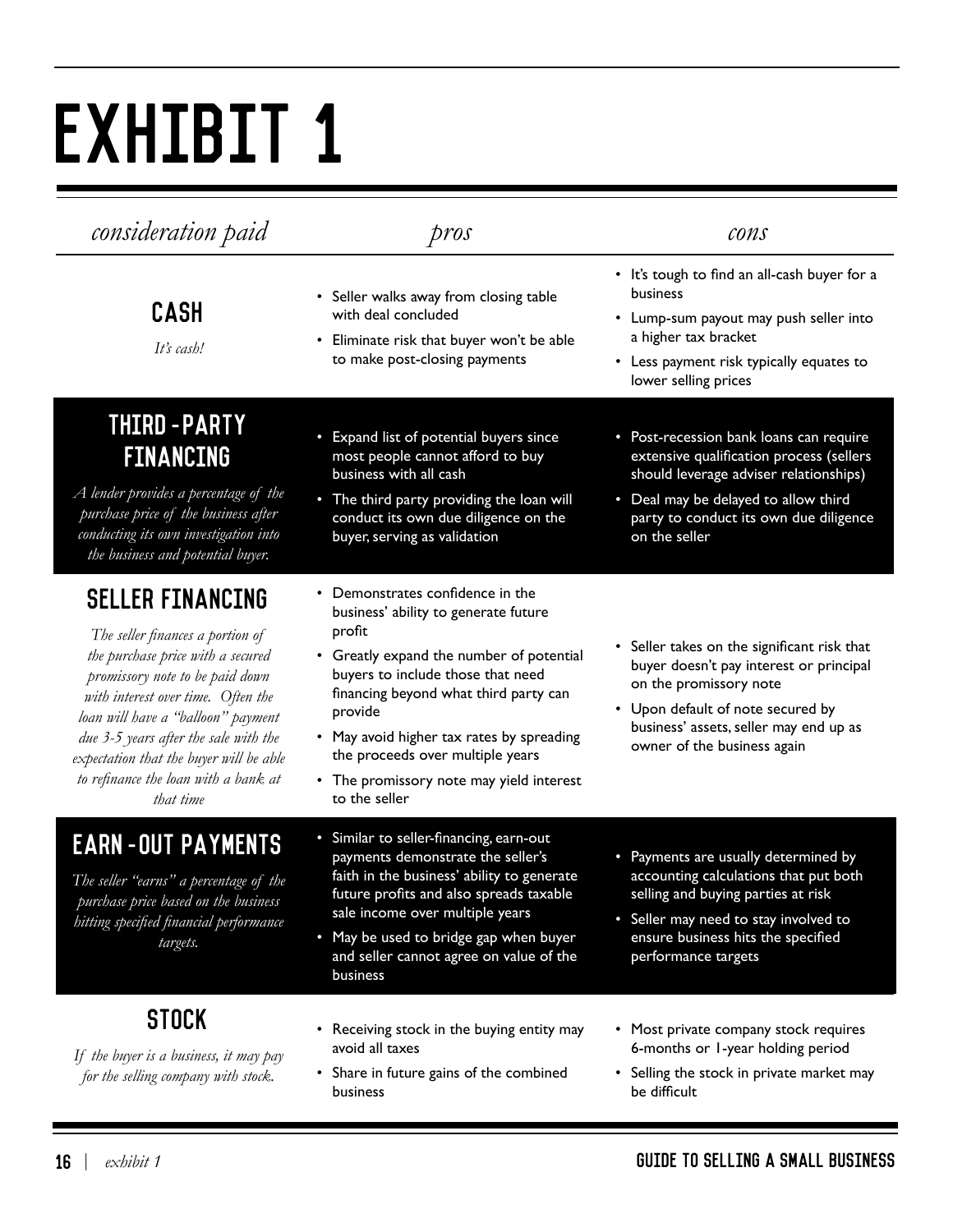# EXHIBIT 1

| *consideration paid* | *pros* | *cons* |
|---|---|---|
| **CASH**<br>*It's cash!* | • Seller walks away from closing table with deal concluded<br>• Eliminate risk that buyer won't be able to make post-closing payments | • It's tough to find an all-cash buyer for a business<br>• Lump-sum payout may push seller into a higher tax bracket<br>• Less payment risk typically equates to lower selling prices |
| **THIRD-PARTY FINANCING**<br>*A lender provides a percentage of the purchase price of the business after conducting its own investigation into the business and potential buyer.* | • Expand list of potential buyers since most people cannot afford to buy business with all cash<br>• The third party providing the loan will conduct its own due diligence on the buyer, serving as validation | • Post-recession bank loans can require extensive qualification process (sellers should leverage adviser relationships)<br>• Deal may be delayed to allow third party to conduct its own due diligence on the seller |
| **SELLER FINANCING**<br>*The seller finances a portion of the purchase price with a secured promissory note to be paid down with interest over time. Often the loan will have a "balloon" payment due 3-5 years after the sale with the expectation that the buyer will be able to refinance the loan with a bank at that time* | • Demonstrates confidence in the business' ability to generate future profit<br>• Greatly expand the number of potential buyers to include those that need financing beyond what third party can provide<br>• May avoid higher tax rates by spreading the proceeds over multiple years<br>• The promissory note may yield interest to the seller | • Seller takes on the significant risk that buyer doesn't pay interest or principal on the promissory note<br>• Upon default of note secured by business' assets, seller may end up as owner of the business again |
| **EARN-OUT PAYMENTS**<br>*The seller "earns" a percentage of the purchase price based on the business hitting specified financial performance targets.* | • Similar to seller-financing, earn-out payments demonstrate the seller's faith in the business' ability to generate future profits and also spreads taxable sale income over multiple years<br>• May be used to bridge gap when buyer and seller cannot agree on value of the business | • Payments are usually determined by accounting calculations that put both selling and buying parties at risk<br>• Seller may need to stay involved to ensure business hits the specified performance targets |
| **STOCK**<br>*If the buyer is a business, it may pay for the selling company with stock.* | • Receiving stock in the buying entity may avoid all taxes<br>• Share in future gains of the combined business | • Most private company stock requires 6-months or 1-year holding period<br>• Selling the stock in private market may be difficult |